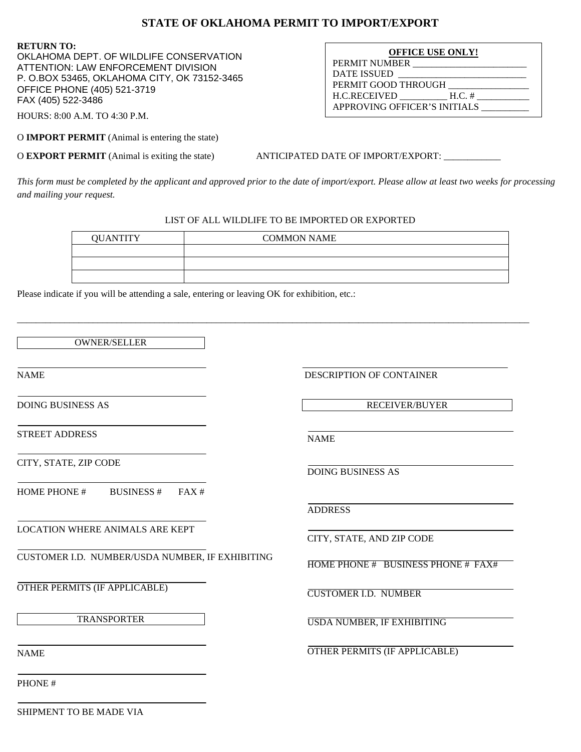# STATE OF OKLAHOMA PERMIT TO IMPORT/EXPORT

**RETURN TO:**
OKLAHOMA DEPT. OF WILDLIFE CONSERVATION
ATTENTION: LAW ENFORCEMENT DIVISION
P. O.BOX 53465, OKLAHOMA CITY, OK 73152-3465
OFFICE PHONE (405) 521-3719
FAX (405) 522-3486

HOURS: 8:00 A.M. TO 4:30 P.M.

**OFFICE USE ONLY!**
PERMIT NUMBER ________________________
DATE ISSUED ___________________________
PERMIT GOOD THROUGH _________________
H.C.RECEIVED __________ H.C. # ___________
APPROVING OFFICER'S INITIALS __________

O **IMPORT PERMIT** (Animal is entering the state)

O **EXPORT PERMIT** (Animal is exiting the state)  ANTICIPATED DATE OF IMPORT/EXPORT: ____________

*This form must be completed by the applicant and approved prior to the date of import/export. Please allow at least two weeks for processing and mailing your request.*

LIST OF ALL WILDLIFE TO BE IMPORTED OR EXPORTED

| QUANTITY | COMMON NAME |
|---|---|
| | |
| | |
| | |

Please indicate if you will be attending a sale, entering or leaving OK for exhibition, etc.:

_______________________________________________________________________________

**OWNER/SELLER**

NAME

DOING BUSINESS AS

STREET ADDRESS

CITY, STATE, ZIP CODE

HOME PHONE # BUSINESS # FAX #

LOCATION WHERE ANIMALS ARE KEPT

CUSTOMER I.D. NUMBER/USDA NUMBER, IF EXHIBITING

OTHER PERMITS (IF APPLICABLE)

**TRANSPORTER**

NAME

PHONE #

SHIPMENT TO BE MADE VIA

DESCRIPTION OF CONTAINER

**RECEIVER/BUYER**

NAME

DOING BUSINESS AS

ADDRESS

CITY, STATE, AND ZIP CODE

HOME PHONE # BUSINESS PHONE # FAX#

CUSTOMER I.D. NUMBER

USDA NUMBER, IF EXHIBITING

OTHER PERMITS (IF APPLICABLE)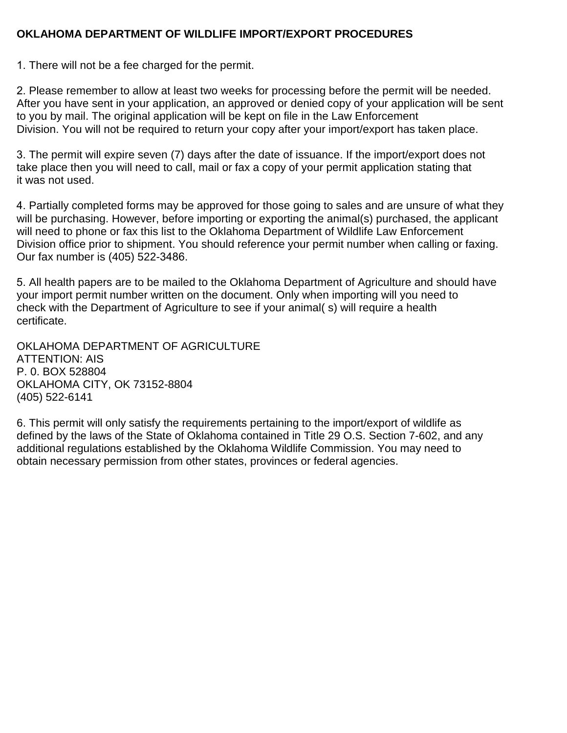**OKLAHOMA DEPARTMENT OF WILDLIFE IMPORT/EXPORT PROCEDURES**

1. There will not be a fee charged for the permit.

2. Please remember to allow at least two weeks for processing before the permit will be needed. After you have sent in your application, an approved or denied copy of your application will be sent to you by mail. The original application will be kept on file in the Law Enforcement Division. You will not be required to return your copy after your import/export has taken place.

3. The permit will expire seven (7) days after the date of issuance. If the import/export does not take place then you will need to call, mail or fax a copy of your permit application stating that it was not used.

4. Partially completed forms may be approved for those going to sales and are unsure of what they will be purchasing. However, before importing or exporting the animal(s) purchased, the applicant will need to phone or fax this list to the Oklahoma Department of Wildlife Law Enforcement Division office prior to shipment. You should reference your permit number when calling or faxing. Our fax number is (405) 522-3486.

5. All health papers are to be mailed to the Oklahoma Department of Agriculture and should have your import permit number written on the document. Only when importing will you need to check with the Department of Agriculture to see if your animal( s) will require a health certificate.

OKLAHOMA DEPARTMENT OF AGRICULTURE
ATTENTION: AIS
P. 0. BOX 528804
OKLAHOMA CITY, OK 73152-8804
(405) 522-6141

6. This permit will only satisfy the requirements pertaining to the import/export of wildlife as defined by the laws of the State of Oklahoma contained in Title 29 O.S. Section 7-602, and any additional regulations established by the Oklahoma Wildlife Commission. You may need to obtain necessary permission from other states, provinces or federal agencies.